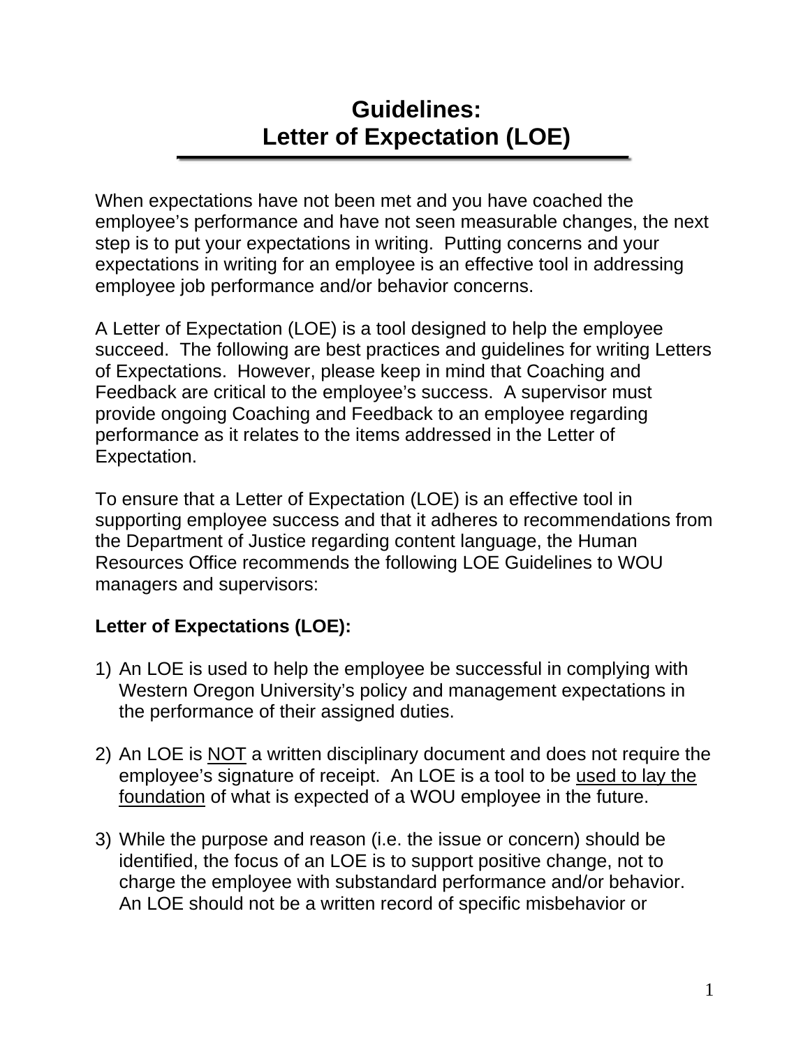# Guidelines: Letter of Expectation (LOE)

When expectations have not been met and you have coached the employee's performance and have not seen measurable changes, the next step is to put your expectations in writing. Putting concerns and your expectations in writing for an employee is an effective tool in addressing employee job performance and/or behavior concerns.

A Letter of Expectation (LOE) is a tool designed to help the employee succeed. The following are best practices and guidelines for writing Letters of Expectations. However, please keep in mind that Coaching and Feedback are critical to the employee's success. A supervisor must provide ongoing Coaching and Feedback to an employee regarding performance as it relates to the items addressed in the Letter of Expectation.

To ensure that a Letter of Expectation (LOE) is an effective tool in supporting employee success and that it adheres to recommendations from the Department of Justice regarding content language, the Human Resources Office recommends the following LOE Guidelines to WOU managers and supervisors:

**Letter of Expectations (LOE):**

1) An LOE is used to help the employee be successful in complying with Western Oregon University's policy and management expectations in the performance of their assigned duties.

2) An LOE is <u>NOT</u> a written disciplinary document and does not require the employee's signature of receipt. An LOE is a tool to be <u>used to lay the foundation</u> of what is expected of a WOU employee in the future.

3) While the purpose and reason (i.e. the issue or concern) should be identified, the focus of an LOE is to support positive change, not to charge the employee with substandard performance and/or behavior. An LOE should not be a written record of specific misbehavior or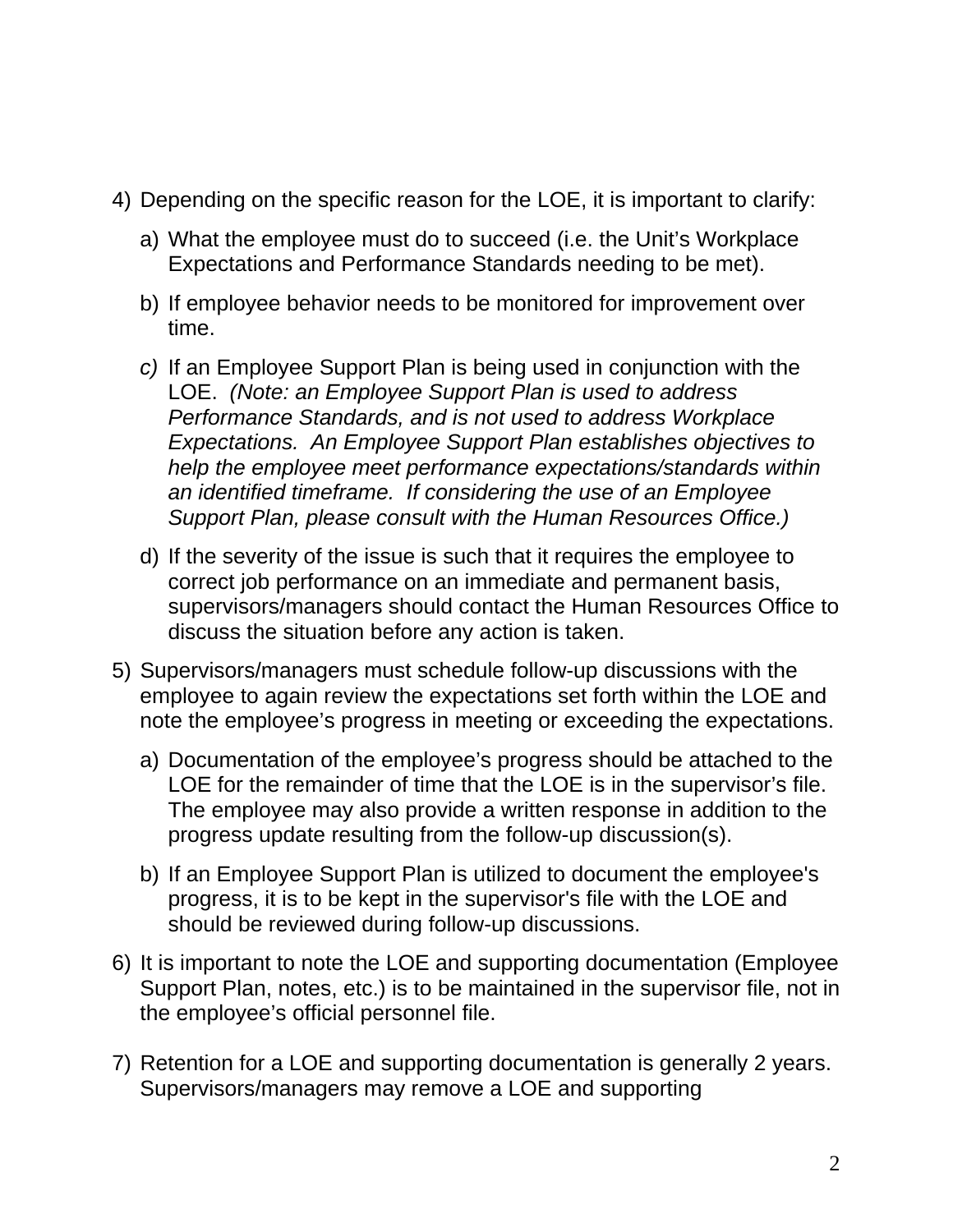4) Depending on the specific reason for the LOE, it is important to clarify:

   a) What the employee must do to succeed (i.e. the Unit's Workplace Expectations and Performance Standards needing to be met).

   b) If employee behavior needs to be monitored for improvement over time.

   *c)* If an Employee Support Plan is being used in conjunction with the LOE. *(Note: an Employee Support Plan is used to address Performance Standards, and is not used to address Workplace Expectations. An Employee Support Plan establishes objectives to help the employee meet performance expectations/standards within an identified timeframe. If considering the use of an Employee Support Plan, please consult with the Human Resources Office.)*

   d) If the severity of the issue is such that it requires the employee to correct job performance on an immediate and permanent basis, supervisors/managers should contact the Human Resources Office to discuss the situation before any action is taken.

5) Supervisors/managers must schedule follow-up discussions with the employee to again review the expectations set forth within the LOE and note the employee's progress in meeting or exceeding the expectations.

   a) Documentation of the employee's progress should be attached to the LOE for the remainder of time that the LOE is in the supervisor's file. The employee may also provide a written response in addition to the progress update resulting from the follow-up discussion(s).

   b) If an Employee Support Plan is utilized to document the employee's progress, it is to be kept in the supervisor's file with the LOE and should be reviewed during follow-up discussions.

6) It is important to note the LOE and supporting documentation (Employee Support Plan, notes, etc.) is to be maintained in the supervisor file, not in the employee's official personnel file.

7) Retention for a LOE and supporting documentation is generally 2 years. Supervisors/managers may remove a LOE and supporting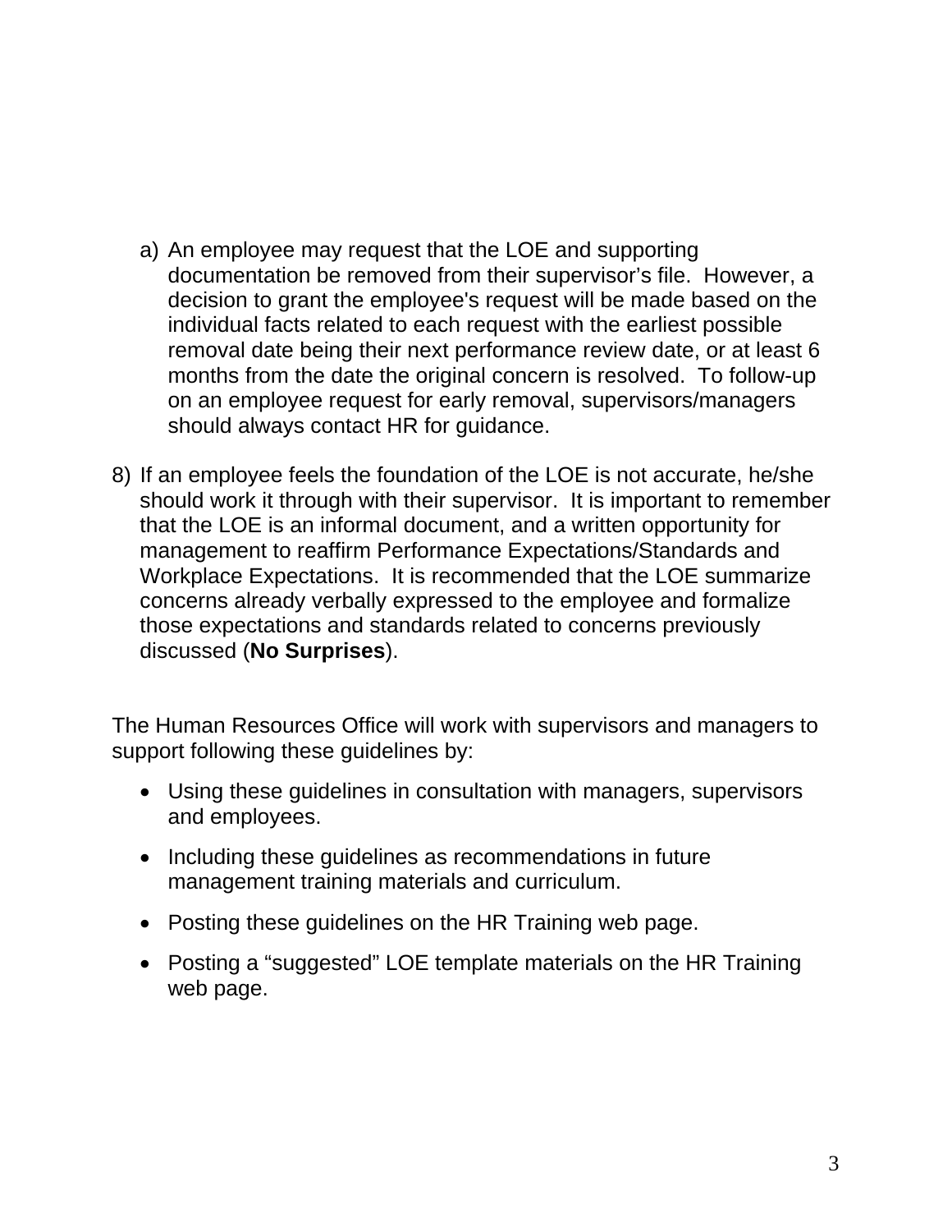a) An employee may request that the LOE and supporting documentation be removed from their supervisor's file. However, a decision to grant the employee's request will be made based on the individual facts related to each request with the earliest possible removal date being their next performance review date, or at least 6 months from the date the original concern is resolved. To follow-up on an employee request for early removal, supervisors/managers should always contact HR for guidance.

8) If an employee feels the foundation of the LOE is not accurate, he/she should work it through with their supervisor. It is important to remember that the LOE is an informal document, and a written opportunity for management to reaffirm Performance Expectations/Standards and Workplace Expectations. It is recommended that the LOE summarize concerns already verbally expressed to the employee and formalize those expectations and standards related to concerns previously discussed (**No Surprises**).

The Human Resources Office will work with supervisors and managers to support following these guidelines by:

- Using these guidelines in consultation with managers, supervisors and employees.
- Including these guidelines as recommendations in future management training materials and curriculum.
- Posting these guidelines on the HR Training web page.
- Posting a "suggested" LOE template materials on the HR Training web page.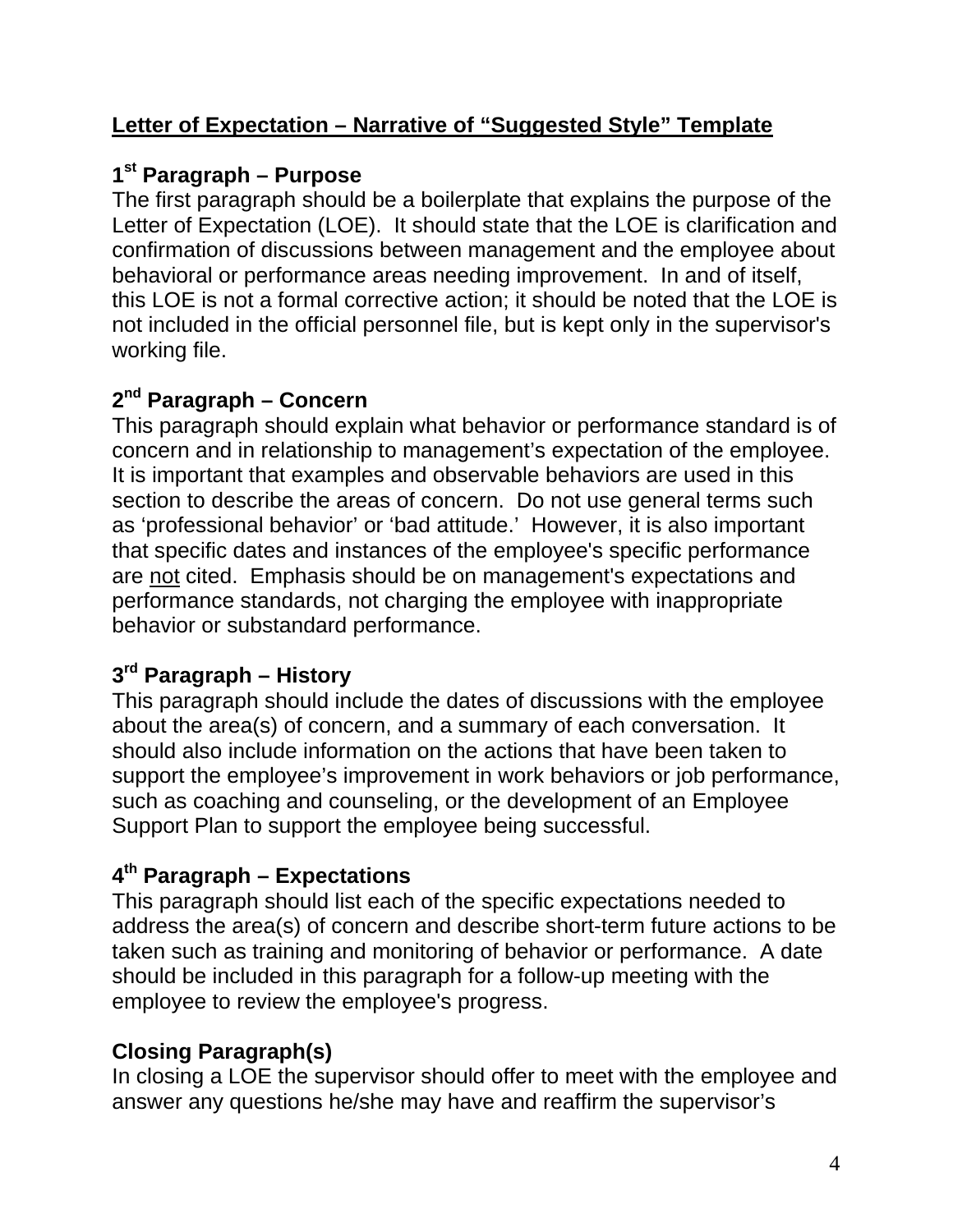**Letter of Expectation – Narrative of "Suggested Style" Template**

**1st Paragraph – Purpose**

The first paragraph should be a boilerplate that explains the purpose of the Letter of Expectation (LOE). It should state that the LOE is clarification and confirmation of discussions between management and the employee about behavioral or performance areas needing improvement. In and of itself, this LOE is not a formal corrective action; it should be noted that the LOE is not included in the official personnel file, but is kept only in the supervisor's working file.

**2nd Paragraph – Concern**

This paragraph should explain what behavior or performance standard is of concern and in relationship to management's expectation of the employee. It is important that examples and observable behaviors are used in this section to describe the areas of concern. Do not use general terms such as 'professional behavior' or 'bad attitude.' However, it is also important that specific dates and instances of the employee's specific performance are <u>not</u> cited. Emphasis should be on management's expectations and performance standards, not charging the employee with inappropriate behavior or substandard performance.

**3rd Paragraph – History**

This paragraph should include the dates of discussions with the employee about the area(s) of concern, and a summary of each conversation. It should also include information on the actions that have been taken to support the employee's improvement in work behaviors or job performance, such as coaching and counseling, or the development of an Employee Support Plan to support the employee being successful.

**4th Paragraph – Expectations**

This paragraph should list each of the specific expectations needed to address the area(s) of concern and describe short-term future actions to be taken such as training and monitoring of behavior or performance. A date should be included in this paragraph for a follow-up meeting with the employee to review the employee's progress.

**Closing Paragraph(s)**

In closing a LOE the supervisor should offer to meet with the employee and answer any questions he/she may have and reaffirm the supervisor's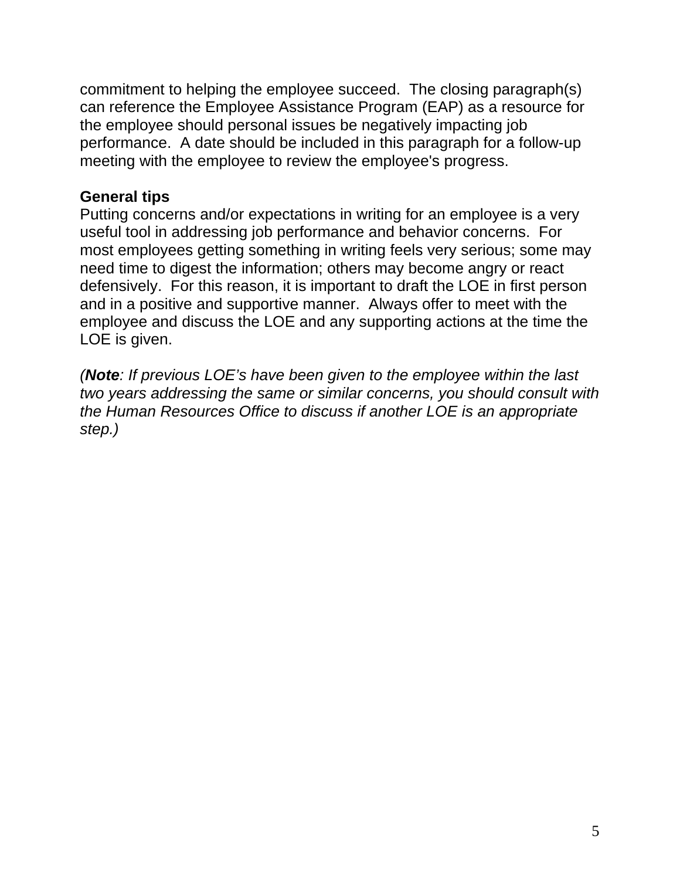commitment to helping the employee succeed. The closing paragraph(s) can reference the Employee Assistance Program (EAP) as a resource for the employee should personal issues be negatively impacting job performance. A date should be included in this paragraph for a follow-up meeting with the employee to review the employee's progress.

**General tips**

Putting concerns and/or expectations in writing for an employee is a very useful tool in addressing job performance and behavior concerns. For most employees getting something in writing feels very serious; some may need time to digest the information; others may become angry or react defensively. For this reason, it is important to draft the LOE in first person and in a positive and supportive manner. Always offer to meet with the employee and discuss the LOE and any supporting actions at the time the LOE is given.

*(**Note**: If previous LOE's have been given to the employee within the last two years addressing the same or similar concerns, you should consult with the Human Resources Office to discuss if another LOE is an appropriate step.)*